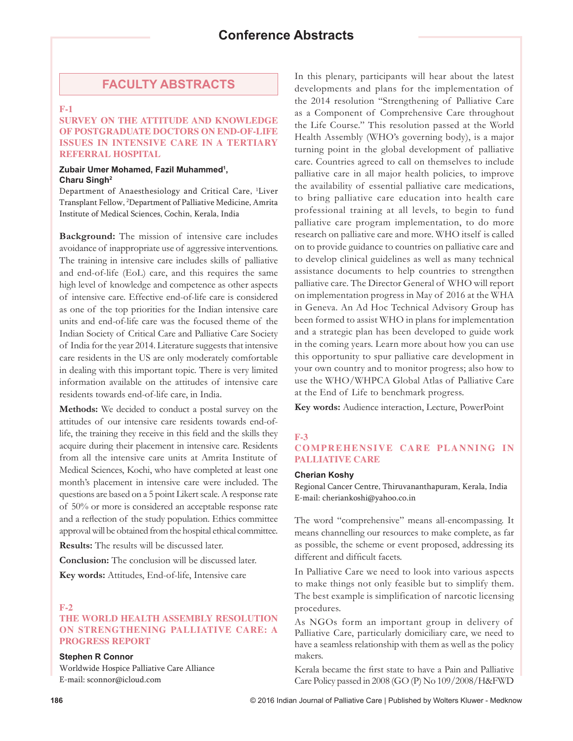# Conference Abstracts

## FACULTY ABSTRACTS

### F-1

### SURVEY ON THE ATTITUDE AND KNOWLEDGE OF POSTGRADUATE DOCTORS ON END-OF-LIFE ISSUES IN INTENSIVE CARE IN A TERTIARY REFERRAL HOSPITAL

**Zubair Umer Mohamed, Fazil Muhammed[1], Charu Singh[2]**

Department of Anaesthesiology and Critical Care, [1]Liver Transplant Fellow, [2]Department of Palliative Medicine, Amrita Institute of Medical Sciences, Cochin, Kerala, India

**Background:** The mission of intensive care includes avoidance of inappropriate use of aggressive interventions. The training in intensive care includes skills of palliative and end-of-life (EoL) care, and this requires the same high level of knowledge and competence as other aspects of intensive care. Effective end-of-life care is considered as one of the top priorities for the Indian intensive care units and end-of-life care was the focused theme of the Indian Society of Critical Care and Palliative Care Society of India for the year 2014. Literature suggests that intensive care residents in the US are only moderately comfortable in dealing with this important topic. There is very limited information available on the attitudes of intensive care residents towards end-of-life care, in India.

**Methods:** We decided to conduct a postal survey on the attitudes of our intensive care residents towards end-of-life, the training they receive in this field and the skills they acquire during their placement in intensive care. Residents from all the intensive care units at Amrita Institute of Medical Sciences, Kochi, who have completed at least one month's placement in intensive care were included. The questions are based on a 5 point Likert scale. A response rate of 50% or more is considered an acceptable response rate and a reflection of the study population. Ethics committee approval will be obtained from the hospital ethical committee.

**Results:** The results will be discussed later.

**Conclusion:** The conclusion will be discussed later.

**Key words:** Attitudes, End-of-life, Intensive care

### F-2

### THE WORLD HEALTH ASSEMBLY RESOLUTION ON STRENGTHENING PALLIATIVE CARE: A PROGRESS REPORT

**Stephen R Connor**

Worldwide Hospice Palliative Care Alliance
E-mail: sconnor@icloud.com

In this plenary, participants will hear about the latest developments and plans for the implementation of the 2014 resolution "Strengthening of Palliative Care as a Component of Comprehensive Care throughout the Life Course." This resolution passed at the World Health Assembly (WHO's governing body), is a major turning point in the global development of palliative care. Countries agreed to call on themselves to include palliative care in all major health policies, to improve the availability of essential palliative care medications, to bring palliative care education into health care professional training at all levels, to begin to fund palliative care program implementation, to do more research on palliative care and more. WHO itself is called on to provide guidance to countries on palliative care and to develop clinical guidelines as well as many technical assistance documents to help countries to strengthen palliative care. The Director General of WHO will report on implementation progress in May of 2016 at the WHA in Geneva. An Ad Hoc Technical Advisory Group has been formed to assist WHO in plans for implementation and a strategic plan has been developed to guide work in the coming years. Learn more about how you can use this opportunity to spur palliative care development in your own country and to monitor progress; also how to use the WHO/WHPCA Global Atlas of Palliative Care at the End of Life to benchmark progress.

**Key words:** Audience interaction, Lecture, PowerPoint

### F-3

### COMPREHENSIVE CARE PLANNING IN PALLIATIVE CARE

**Cherian Koshy**

Regional Cancer Centre, Thiruvananthapuram, Kerala, India
E-mail: cheriankoshi@yahoo.co.in

The word "comprehensive" means all-encompassing. It means channelling our resources to make complete, as far as possible, the scheme or event proposed, addressing its different and difficult facets.

In Palliative Care we need to look into various aspects to make things not only feasible but to simplify them. The best example is simplification of narcotic licensing procedures.

As NGOs form an important group in delivery of Palliative Care, particularly domiciliary care, we need to have a seamless relationship with them as well as the policy makers.

Kerala became the first state to have a Pain and Palliative Care Policy passed in 2008 (GO (P) No 109/2008/H&FWD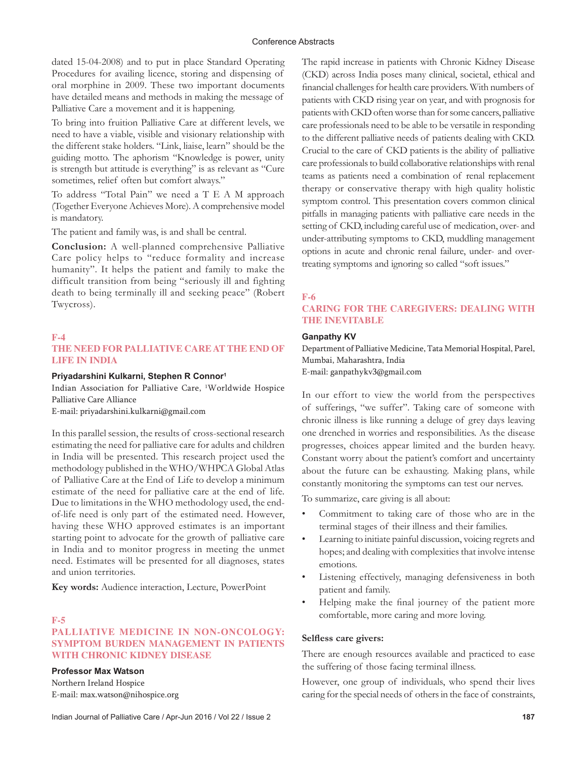dated 15-04-2008) and to put in place Standard Operating Procedures for availing licence, storing and dispensing of oral morphine in 2009. These two important documents have detailed means and methods in making the message of Palliative Care a movement and it is happening.

To bring into fruition Palliative Care at different levels, we need to have a viable, visible and visionary relationship with the different stake holders. "Link, liaise, learn" should be the guiding motto. The aphorism "Knowledge is power, unity is strength but attitude is everything" is as relevant as "Cure sometimes, relief often but comfort always."

To address "Total Pain" we need a T E A M approach (Together Everyone Achieves More). A comprehensive model is mandatory.

The patient and family was, is and shall be central.

**Conclusion:** A well-planned comprehensive Palliative Care policy helps to "reduce formality and increase humanity". It helps the patient and family to make the difficult transition from being "seriously ill and fighting death to being terminally ill and seeking peace" (Robert Twycross).

## F-4

## THE NEED FOR PALLIATIVE CARE AT THE END OF LIFE IN INDIA

**Priyadarshini Kulkarni, Stephen R Connor[1]**

Indian Association for Palliative Care, [1]Worldwide Hospice Palliative Care Alliance

E-mail: priyadarshini.kulkarni@gmail.com

In this parallel session, the results of cross-sectional research estimating the need for palliative care for adults and children in India will be presented. This research project used the methodology published in the WHO/WHPCA Global Atlas of Palliative Care at the End of Life to develop a minimum estimate of the need for palliative care at the end of life. Due to limitations in the WHO methodology used, the end-of-life need is only part of the estimated need. However, having these WHO approved estimates is an important starting point to advocate for the growth of palliative care in India and to monitor progress in meeting the unmet need. Estimates will be presented for all diagnoses, states and union territories.

**Key words:** Audience interaction, Lecture, PowerPoint

## F-5

## PALLIATIVE MEDICINE IN NON-ONCOLOGY: SYMPTOM BURDEN MANAGEMENT IN PATIENTS WITH CHRONIC KIDNEY DISEASE

**Professor Max Watson**

Northern Ireland Hospice

E-mail: max.watson@nihospice.org

The rapid increase in patients with Chronic Kidney Disease (CKD) across India poses many clinical, societal, ethical and financial challenges for health care providers. With numbers of patients with CKD rising year on year, and with prognosis for patients with CKD often worse than for some cancers, palliative care professionals need to be able to be versatile in responding to the different palliative needs of patients dealing with CKD. Crucial to the care of CKD patients is the ability of palliative care professionals to build collaborative relationships with renal teams as patients need a combination of renal replacement therapy or conservative therapy with high quality holistic symptom control. This presentation covers common clinical pitfalls in managing patients with palliative care needs in the setting of CKD, including careful use of medication, over- and under-attributing symptoms to CKD, muddling management options in acute and chronic renal failure, under- and over-treating symptoms and ignoring so called "soft issues."

## F-6

## CARING FOR THE CAREGIVERS: DEALING WITH THE INEVITABLE

**Ganpathy KV**

Department of Palliative Medicine, Tata Memorial Hospital, Parel, Mumbai, Maharashtra, India

E-mail: ganpathykv3@gmail.com

In our effort to view the world from the perspectives of sufferings, "we suffer". Taking care of someone with chronic illness is like running a deluge of grey days leaving one drenched in worries and responsibilities. As the disease progresses, choices appear limited and the burden heavy. Constant worry about the patient's comfort and uncertainty about the future can be exhausting. Making plans, while constantly monitoring the symptoms can test our nerves.

To summarize, care giving is all about:

- Commitment to taking care of those who are in the terminal stages of their illness and their families.
- Learning to initiate painful discussion, voicing regrets and hopes; and dealing with complexities that involve intense emotions.
- Listening effectively, managing defensiveness in both patient and family.
- Helping make the final journey of the patient more comfortable, more caring and more loving.

**Selfless care givers:**

There are enough resources available and practiced to ease the suffering of those facing terminal illness.

However, one group of individuals, who spend their lives caring for the special needs of others in the face of constraints,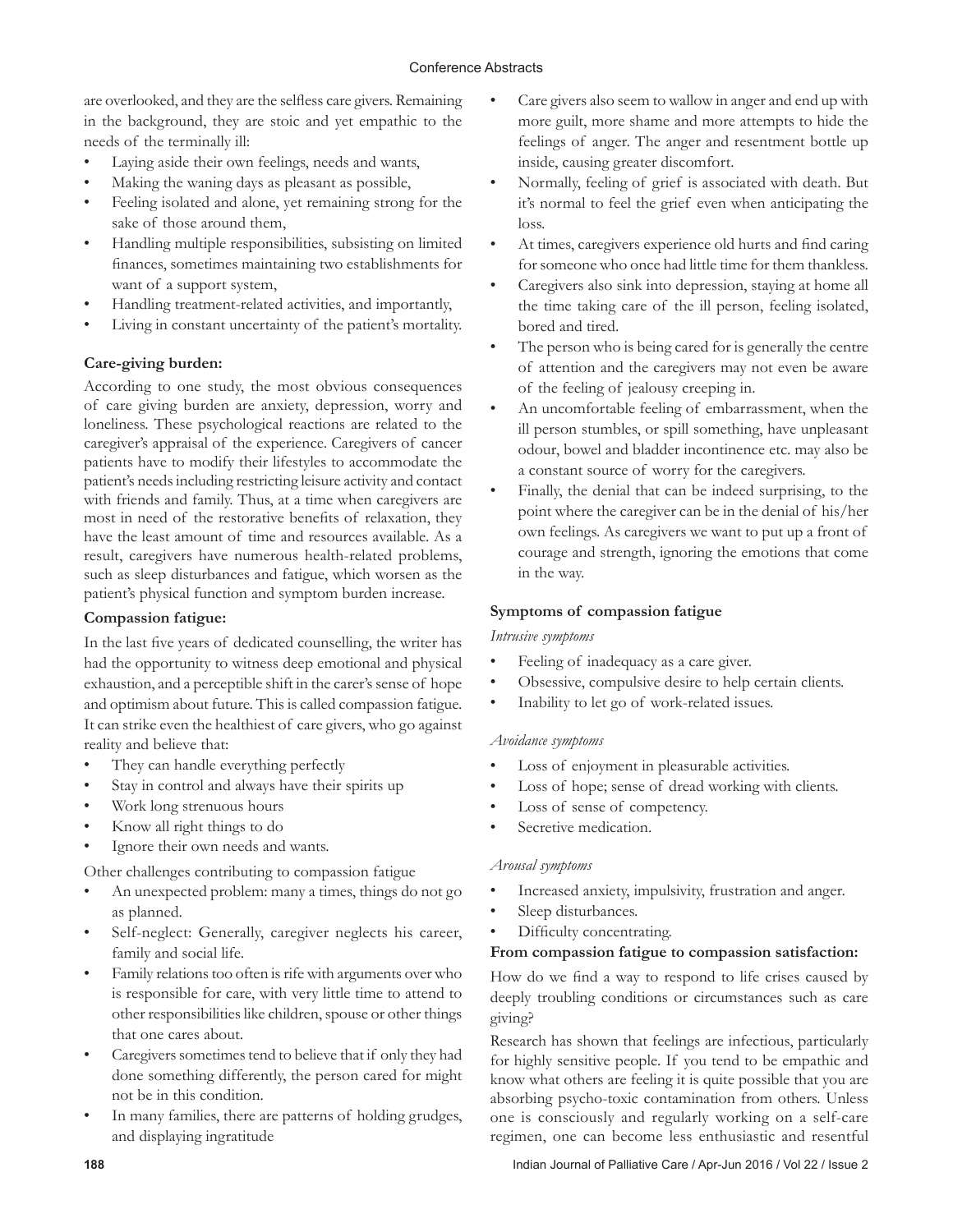are overlooked, and they are the selfless care givers. Remaining in the background, they are stoic and yet empathic to the needs of the terminally ill:

- Laying aside their own feelings, needs and wants,
- Making the waning days as pleasant as possible,
- Feeling isolated and alone, yet remaining strong for the sake of those around them,
- Handling multiple responsibilities, subsisting on limited finances, sometimes maintaining two establishments for want of a support system,
- Handling treatment-related activities, and importantly,
- Living in constant uncertainty of the patient's mortality.

**Care-giving burden:**

According to one study, the most obvious consequences of care giving burden are anxiety, depression, worry and loneliness. These psychological reactions are related to the caregiver's appraisal of the experience. Caregivers of cancer patients have to modify their lifestyles to accommodate the patient's needs including restricting leisure activity and contact with friends and family. Thus, at a time when caregivers are most in need of the restorative benefits of relaxation, they have the least amount of time and resources available. As a result, caregivers have numerous health-related problems, such as sleep disturbances and fatigue, which worsen as the patient's physical function and symptom burden increase.

**Compassion fatigue:**

In the last five years of dedicated counselling, the writer has had the opportunity to witness deep emotional and physical exhaustion, and a perceptible shift in the carer's sense of hope and optimism about future. This is called compassion fatigue. It can strike even the healthiest of care givers, who go against reality and believe that:

- They can handle everything perfectly
- Stay in control and always have their spirits up
- Work long strenuous hours
- Know all right things to do
- Ignore their own needs and wants.

Other challenges contributing to compassion fatigue

- An unexpected problem: many a times, things do not go as planned.
- Self-neglect: Generally, caregiver neglects his career, family and social life.
- Family relations too often is rife with arguments over who is responsible for care, with very little time to attend to other responsibilities like children, spouse or other things that one cares about.
- Caregivers sometimes tend to believe that if only they had done something differently, the person cared for might not be in this condition.
- In many families, there are patterns of holding grudges, and displaying ingratitude
- Care givers also seem to wallow in anger and end up with more guilt, more shame and more attempts to hide the feelings of anger. The anger and resentment bottle up inside, causing greater discomfort.
- Normally, feeling of grief is associated with death. But it's normal to feel the grief even when anticipating the loss.
- At times, caregivers experience old hurts and find caring for someone who once had little time for them thankless.
- Caregivers also sink into depression, staying at home all the time taking care of the ill person, feeling isolated, bored and tired.
- The person who is being cared for is generally the centre of attention and the caregivers may not even be aware of the feeling of jealousy creeping in.
- An uncomfortable feeling of embarrassment, when the ill person stumbles, or spill something, have unpleasant odour, bowel and bladder incontinence etc. may also be a constant source of worry for the caregivers.
- Finally, the denial that can be indeed surprising, to the point where the caregiver can be in the denial of his/her own feelings. As caregivers we want to put up a front of courage and strength, ignoring the emotions that come in the way.

**Symptoms of compassion fatigue**

*Intrusive symptoms*

- Feeling of inadequacy as a care giver.
- Obsessive, compulsive desire to help certain clients.
- Inability to let go of work-related issues.

*Avoidance symptoms*

- Loss of enjoyment in pleasurable activities.
- Loss of hope; sense of dread working with clients.
- Loss of sense of competency.
- Secretive medication.

*Arousal symptoms*

- Increased anxiety, impulsivity, frustration and anger.
- Sleep disturbances.
- Difficulty concentrating.

**From compassion fatigue to compassion satisfaction:**

How do we find a way to respond to life crises caused by deeply troubling conditions or circumstances such as care giving?

Research has shown that feelings are infectious, particularly for highly sensitive people. If you tend to be empathic and know what others are feeling it is quite possible that you are absorbing psycho-toxic contamination from others. Unless one is consciously and regularly working on a self-care regimen, one can become less enthusiastic and resentful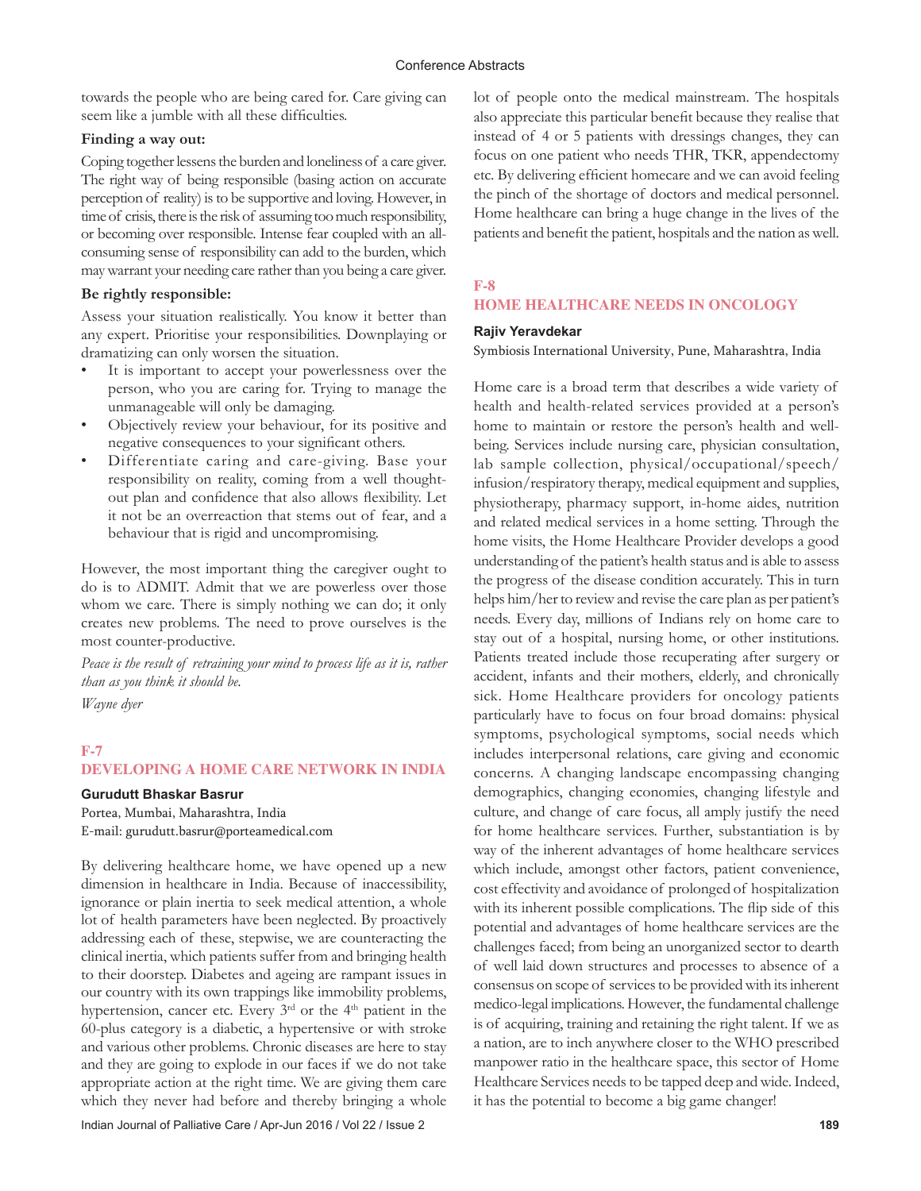towards the people who are being cared for. Care giving can seem like a jumble with all these difficulties.

**Finding a way out:**

Coping together lessens the burden and loneliness of a care giver. The right way of being responsible (basing action on accurate perception of reality) is to be supportive and loving. However, in time of crisis, there is the risk of assuming too much responsibility, or becoming over responsible. Intense fear coupled with an all-consuming sense of responsibility can add to the burden, which may warrant your needing care rather than you being a care giver.

**Be rightly responsible:**

Assess your situation realistically. You know it better than any expert. Prioritise your responsibilities. Downplaying or dramatizing can only worsen the situation.

- It is important to accept your powerlessness over the person, who you are caring for. Trying to manage the unmanageable will only be damaging.
- Objectively review your behaviour, for its positive and negative consequences to your significant others.
- Differentiate caring and care-giving. Base your responsibility on reality, coming from a well thought-out plan and confidence that also allows flexibility. Let it not be an overreaction that stems out of fear, and a behaviour that is rigid and uncompromising.

However, the most important thing the caregiver ought to do is to ADMIT. Admit that we are powerless over those whom we care. There is simply nothing we can do; it only creates new problems. The need to prove ourselves is the most counter-productive.

*Peace is the result of retraining your mind to process life as it is, rather than as you think it should be.*

*Wayne dyer*

## F-7
## DEVELOPING A HOME CARE NETWORK IN INDIA

**Gurudutt Bhaskar Basrur**

Portea, Mumbai, Maharashtra, India
E-mail: gurudutt.basrur@porteamedical.com

By delivering healthcare home, we have opened up a new dimension in healthcare in India. Because of inaccessibility, ignorance or plain inertia to seek medical attention, a whole lot of health parameters have been neglected. By proactively addressing each of these, stepwise, we are counteracting the clinical inertia, which patients suffer from and bringing health to their doorstep. Diabetes and ageing are rampant issues in our country with its own trappings like immobility problems, hypertension, cancer etc. Every 3rd or the 4th patient in the 60-plus category is a diabetic, a hypertensive or with stroke and various other problems. Chronic diseases are here to stay and they are going to explode in our faces if we do not take appropriate action at the right time. We are giving them care which they never had before and thereby bringing a whole lot of people onto the medical mainstream. The hospitals also appreciate this particular benefit because they realise that instead of 4 or 5 patients with dressings changes, they can focus on one patient who needs THR, TKR, appendectomy etc. By delivering efficient homecare and we can avoid feeling the pinch of the shortage of doctors and medical personnel. Home healthcare can bring a huge change in the lives of the patients and benefit the patient, hospitals and the nation as well.

## F-8
## HOME HEALTHCARE NEEDS IN ONCOLOGY

**Rajiv Yeravdekar**

Symbiosis International University, Pune, Maharashtra, India

Home care is a broad term that describes a wide variety of health and health-related services provided at a person's home to maintain or restore the person's health and well-being. Services include nursing care, physician consultation, lab sample collection, physical/occupational/speech/infusion/respiratory therapy, medical equipment and supplies, physiotherapy, pharmacy support, in-home aides, nutrition and related medical services in a home setting. Through the home visits, the Home Healthcare Provider develops a good understanding of the patient's health status and is able to assess the progress of the disease condition accurately. This in turn helps him/her to review and revise the care plan as per patient's needs. Every day, millions of Indians rely on home care to stay out of a hospital, nursing home, or other institutions. Patients treated include those recuperating after surgery or accident, infants and their mothers, elderly, and chronically sick. Home Healthcare providers for oncology patients particularly have to focus on four broad domains: physical symptoms, psychological symptoms, social needs which includes interpersonal relations, care giving and economic concerns. A changing landscape encompassing changing demographics, changing economies, changing lifestyle and culture, and change of care focus, all amply justify the need for home healthcare services. Further, substantiation is by way of the inherent advantages of home healthcare services which include, amongst other factors, patient convenience, cost effectivity and avoidance of prolonged of hospitalization with its inherent possible complications. The flip side of this potential and advantages of home healthcare services are the challenges faced; from being an unorganized sector to dearth of well laid down structures and processes to absence of a consensus on scope of services to be provided with its inherent medico-legal implications. However, the fundamental challenge is of acquiring, training and retaining the right talent. If we as a nation, are to inch anywhere closer to the WHO prescribed manpower ratio in the healthcare space, this sector of Home Healthcare Services needs to be tapped deep and wide. Indeed, it has the potential to become a big game changer!